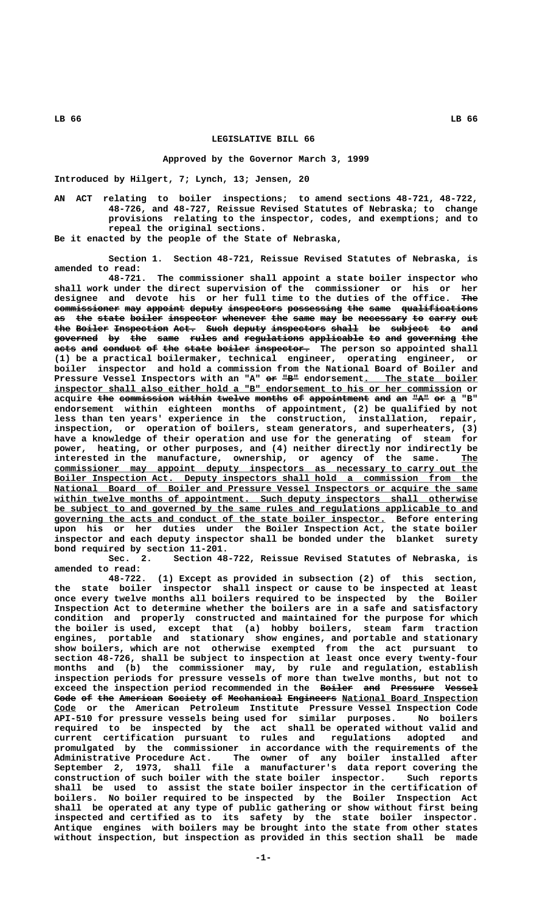# LEGISLATIVE BILL 66

**Approved by the Governor March 3, 1999**

**Introduced by Hilgert, 7; Lynch, 13; Jensen, 20**

AN ACT relating to boiler inspections; to amend sections 48-721, 48-722, 48-726, and 48-727, Reissue Revised Statutes of Nebraska; to change provisions relating to the inspector, codes, and exemptions; and to repeal the original sections.

Be it enacted by the people of the State of Nebraska,

Section 1. Section 48-721, Reissue Revised Statutes of Nebraska, is amended to read:

48-721. The commissioner shall appoint a state boiler inspector who shall work under the direct supervision of the commissioner or his or her designee and devote his or her full time to the duties of the office. ~~The commissioner may appoint deputy inspectors possessing the same qualifications as the state boiler inspector whenever the same may be necessary to carry out the Boiler Inspection Act. Such deputy inspectors shall be subject to and governed by the same rules and regulations applicable to and governing the acts and conduct of the state boiler inspector.~~ The person so appointed shall (1) be a practical boilermaker, technical engineer, operating engineer, or boiler inspector and hold a commission from the National Board of Boiler and Pressure Vessel Inspectors with an "A" ~~or "B"~~ endorsement. The state boiler inspector shall also either hold a "B" endorsement to his or her commission or acquire ~~the commission within twelve months of appointment and an "A" or~~ a "B" endorsement within eighteen months of appointment, (2) be qualified by not less than ten years' experience in the construction, installation, repair, inspection, or operation of boilers, steam generators, and superheaters, (3) have a knowledge of their operation and use for the generating of steam for power, heating, or other purposes, and (4) neither directly nor indirectly be interested in the manufacture, ownership, or agency of the same. The commissioner may appoint deputy inspectors as necessary to carry out the Boiler Inspection Act. Deputy inspectors shall hold a commission from the National Board of Boiler and Pressure Vessel Inspectors or acquire the same within twelve months of appointment. Such deputy inspectors shall otherwise be subject to and governed by the same rules and regulations applicable to and governing the acts and conduct of the state boiler inspector. Before entering upon his or her duties under the Boiler Inspection Act, the state boiler inspector and each deputy inspector shall be bonded under the blanket surety bond required by section 11-201.

Sec. 2. Section 48-722, Reissue Revised Statutes of Nebraska, is amended to read:

48-722. (1) Except as provided in subsection (2) of this section, the state boiler inspector shall inspect or cause to be inspected at least once every twelve months all boilers required to be inspected by the Boiler Inspection Act to determine whether the boilers are in a safe and satisfactory condition and properly constructed and maintained for the purpose for which the boiler is used, except that (a) hobby boilers, steam farm traction engines, portable and stationary show engines, and portable and stationary show boilers, which are not otherwise exempted from the act pursuant to section 48-726, shall be subject to inspection at least once every twenty-four months and (b) the commissioner may, by rule and regulation, establish inspection periods for pressure vessels of more than twelve months, but not to exceed the inspection period recommended in the ~~Boiler and Pressure Vessel Code of the American Society of Mechanical Engineers~~ National Board Inspection Code or the American Petroleum Institute Pressure Vessel Inspection Code API-510 for pressure vessels being used for similar purposes. No boilers required to be inspected by the act shall be operated without valid and current certification pursuant to rules and regulations adopted and promulgated by the commissioner in accordance with the requirements of the Administrative Procedure Act. The owner of any boiler installed after September 2, 1973, shall file a manufacturer's data report covering the construction of such boiler with the state boiler inspector. Such reports shall be used to assist the state boiler inspector in the certification of boilers. No boiler required to be inspected by the Boiler Inspection Act shall be operated at any type of public gathering or show without first being inspected and certified as to its safety by the state boiler inspector. Antique engines with boilers may be brought into the state from other states without inspection, but inspection as provided in this section shall be made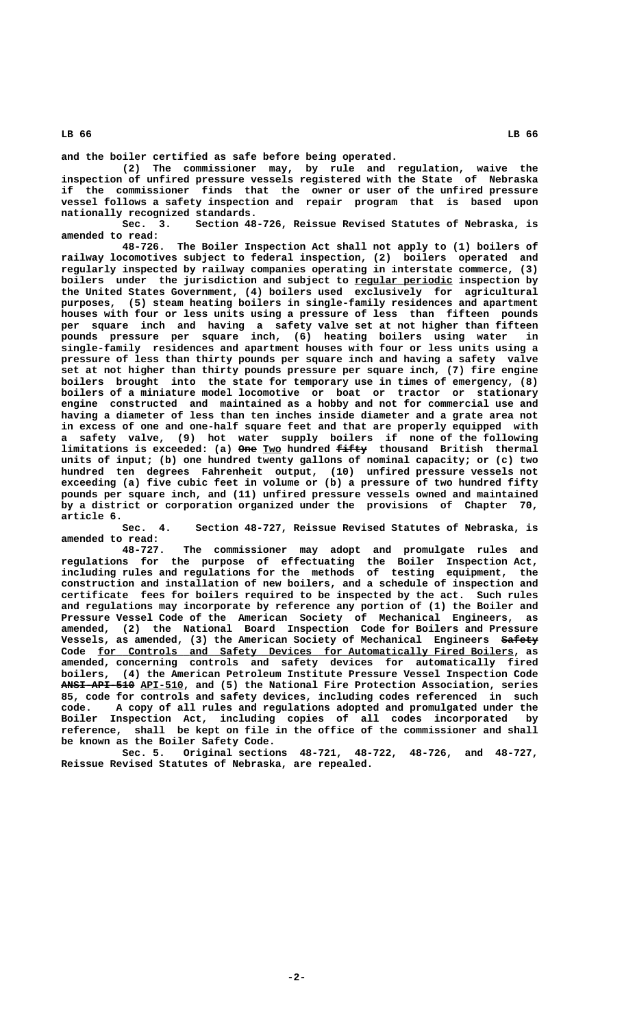and the boiler certified as safe before being operated.

(2) The commissioner may, by rule and regulation, waive the inspection of unfired pressure vessels registered with the State of Nebraska if the commissioner finds that the owner or user of the unfired pressure vessel follows a safety inspection and repair program that is based upon nationally recognized standards.

Sec. 3. Section 48-726, Reissue Revised Statutes of Nebraska, is amended to read:

48-726. The Boiler Inspection Act shall not apply to (1) boilers of railway locomotives subject to federal inspection, (2) boilers operated and regularly inspected by railway companies operating in interstate commerce, (3) boilers under the jurisdiction and subject to <u>regular periodic</u> inspection by the United States Government, (4) boilers used exclusively for agricultural purposes, (5) steam heating boilers in single-family residences and apartment houses with four or less units using a pressure of less than fifteen pounds per square inch and having a safety valve set at not higher than fifteen pounds pressure per square inch, (6) heating boilers using water in single-family residences and apartment houses with four or less units using a pressure of less than thirty pounds per square inch and having a safety valve set at not higher than thirty pounds pressure per square inch, (7) fire engine boilers brought into the state for temporary use in times of emergency, (8) boilers of a miniature model locomotive or boat or tractor or stationary engine constructed and maintained as a hobby and not for commercial use and having a diameter of less than ten inches inside diameter and a grate area not in excess of one and one-half square feet and that are properly equipped with a safety valve, (9) hot water supply boilers if none of the following limitations is exceeded: (a) ~~One~~ <u>Two</u> hundred ~~fifty~~ thousand British thermal units of input; (b) one hundred twenty gallons of nominal capacity; or (c) two hundred ten degrees Fahrenheit output, (10) unfired pressure vessels not exceeding (a) five cubic feet in volume or (b) a pressure of two hundred fifty pounds per square inch, and (11) unfired pressure vessels owned and maintained by a district or corporation organized under the provisions of Chapter 70, article 6.

Sec. 4. Section 48-727, Reissue Revised Statutes of Nebraska, is amended to read:

48-727. The commissioner may adopt and promulgate rules and regulations for the purpose of effectuating the Boiler Inspection Act, including rules and regulations for the methods of testing equipment, the construction and installation of new boilers, and a schedule of inspection and certificate fees for boilers required to be inspected by the act. Such rules and regulations may incorporate by reference any portion of (1) the Boiler and Pressure Vessel Code of the American Society of Mechanical Engineers, as amended, (2) the National Board Inspection Code for Boilers and Pressure Vessels, as amended, (3) the American Society of Mechanical Engineers ~~Safety~~ Code <u>for Controls and Safety Devices for Automatically Fired Boilers</u>, as amended, concerning controls and safety devices for automatically fired boilers, (4) the American Petroleum Institute Pressure Vessel Inspection Code ~~ANSI-API-510~~ <u>API-510</u>, and (5) the National Fire Protection Association, series 85, code for controls and safety devices, including codes referenced in such code. A copy of all rules and regulations adopted and promulgated under the Boiler Inspection Act, including copies of all codes incorporated by reference, shall be kept on file in the office of the commissioner and shall be known as the Boiler Safety Code.

Sec. 5. Original sections 48-721, 48-722, 48-726, and 48-727, Reissue Revised Statutes of Nebraska, are repealed.